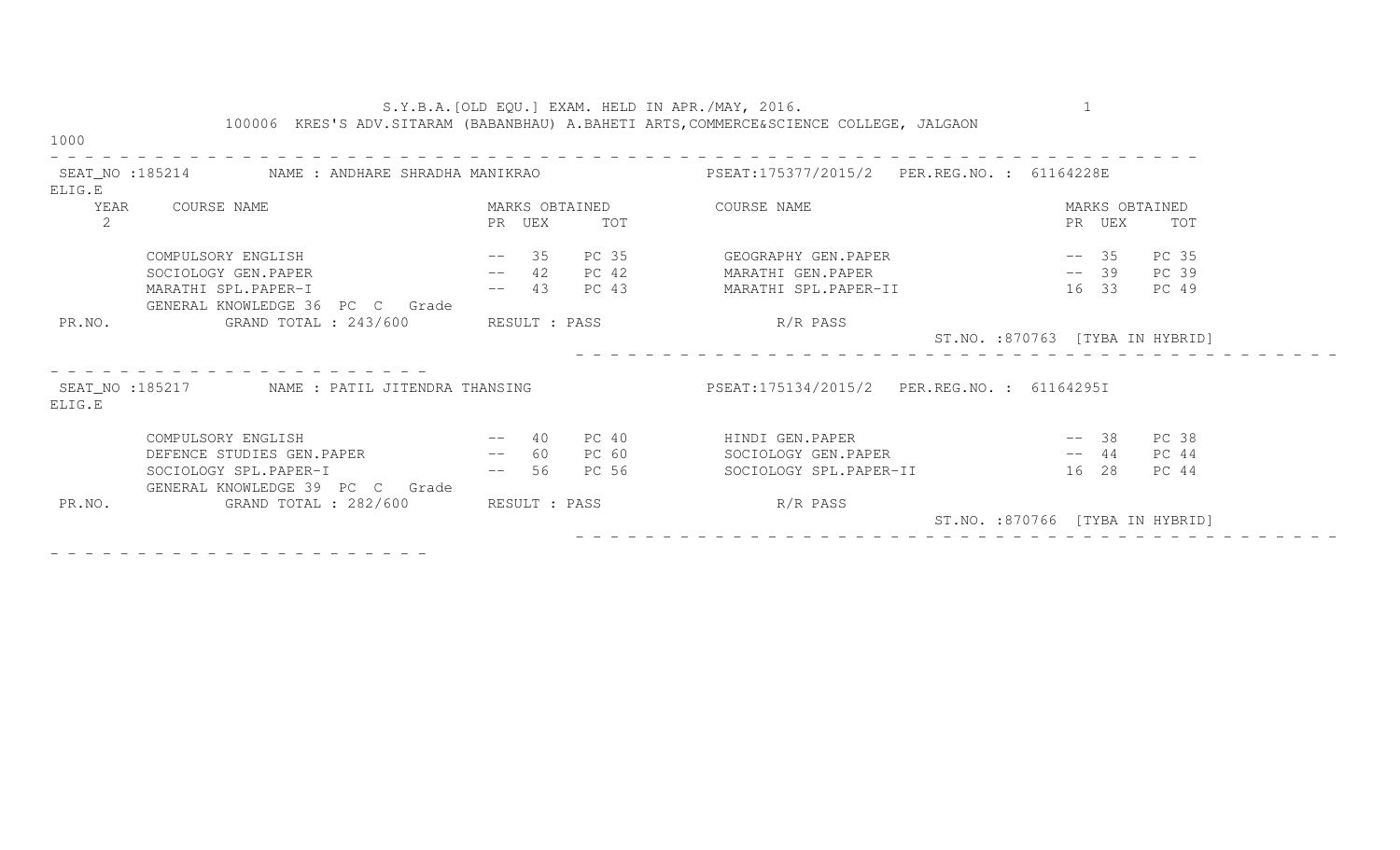S.Y.B.A.[OLD EQU.] EXAM. HELD IN APR./MAY, 2016.

100006 KRES'S ADV.SITARAM (BABANBHAU) A.BAHETI ARTS,COMMERCE&SCIENCE COLLEGE, JALGAON

1000

---

SEAT_NO :185214 NAME : ANDHARE SHRADHA MANIKRAO PSEAT:175377/2015/2 PER.REG.NO. : 61164228E

ELIG.E

YEAR 2

| COURSE NAME | PR | UEX | TOT | COURSE NAME | PR | UEX | TOT |
|---|---|---|---|---|---|---|---|
| COMPULSORY ENGLISH | -- | 35 | PC 35 | GEOGRAPHY GEN.PAPER | -- | 35 | PC 35 |
| SOCIOLOGY GEN.PAPER | -- | 42 | PC 42 | MARATHI GEN.PAPER | -- | 39 | PC 39 |
| MARATHI SPL.PAPER-I | -- | 43 | PC 43 | MARATHI SPL.PAPER-II | 16 | 33 | PC 49 |

GENERAL KNOWLEDGE 36 PC C Grade

PR.NO. GRAND TOTAL : 243/600 RESULT : PASS R/R PASS

ST.NO. :870763 [TYBA IN HYBRID]

---

SEAT_NO :185217 NAME : PATIL JITENDRA THANSING PSEAT:175134/2015/2 PER.REG.NO. : 61164295I

ELIG.E

| COURSE NAME | PR | UEX | TOT | COURSE NAME | PR | UEX | TOT |
|---|---|---|---|---|---|---|---|
| COMPULSORY ENGLISH | -- | 40 | PC 40 | HINDI GEN.PAPER | -- | 38 | PC 38 |
| DEFENCE STUDIES GEN.PAPER | -- | 60 | PC 60 | SOCIOLOGY GEN.PAPER | -- | 44 | PC 44 |
| SOCIOLOGY SPL.PAPER-I | -- | 56 | PC 56 | SOCIOLOGY SPL.PAPER-II | 16 | 28 | PC 44 |

GENERAL KNOWLEDGE 39 PC C Grade

PR.NO. GRAND TOTAL : 282/600 RESULT : PASS R/R PASS

ST.NO. :870766 [TYBA IN HYBRID]

---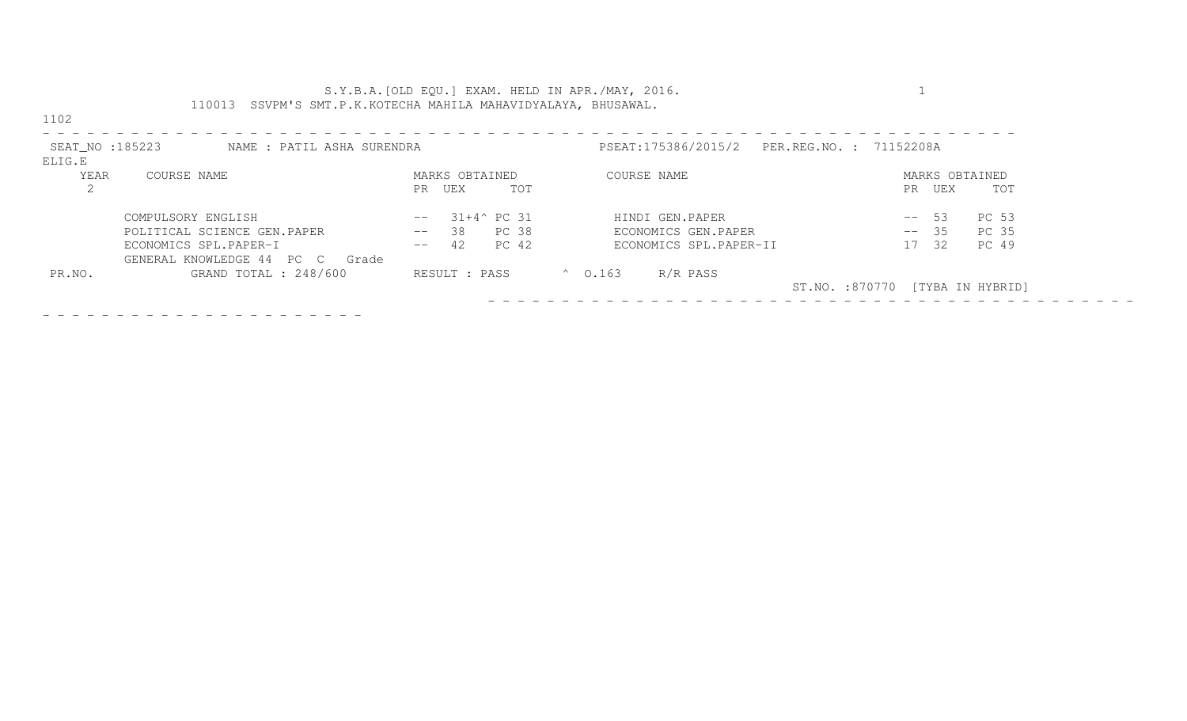S.Y.B.A.[OLD EQU.] EXAM. HELD IN APR./MAY, 2016.

110013 SSVPM'S SMT.P.K.KOTECHA MAHILA MAHAVIDYALAYA, BHUSAWAL.

1102

SEAT_NO :185223 NAME : PATIL ASHA SURENDRA PSEAT:175386/2015/2 PER.REG.NO. : 71152208A

ELIG.E

| YEAR | COURSE NAME | MARKS OBTAINED | | | COURSE NAME | MARKS OBTAINED | | |
|---|---|---|---|---|---|---|---|---|
| 2 | | PR | UEX | TOT | | PR | UEX | TOT |
| | COMPULSORY ENGLISH | -- | 31+4^ | PC 31 | HINDI GEN.PAPER | -- | 53 | PC 53 |
| | POLITICAL SCIENCE GEN.PAPER | -- | 38 | PC 38 | ECONOMICS GEN.PAPER | -- | 35 | PC 35 |
| | ECONOMICS SPL.PAPER-I | -- | 42 | PC 42 | ECONOMICS SPL.PAPER-II | 17 | 32 | PC 49 |
| | GENERAL KNOWLEDGE 44 PC C Grade | | | | | | | |

PR.NO. GRAND TOTAL : 248/600 RESULT : PASS ^ O.163 R/R PASS

ST.NO. :870770 [TYBA IN HYBRID]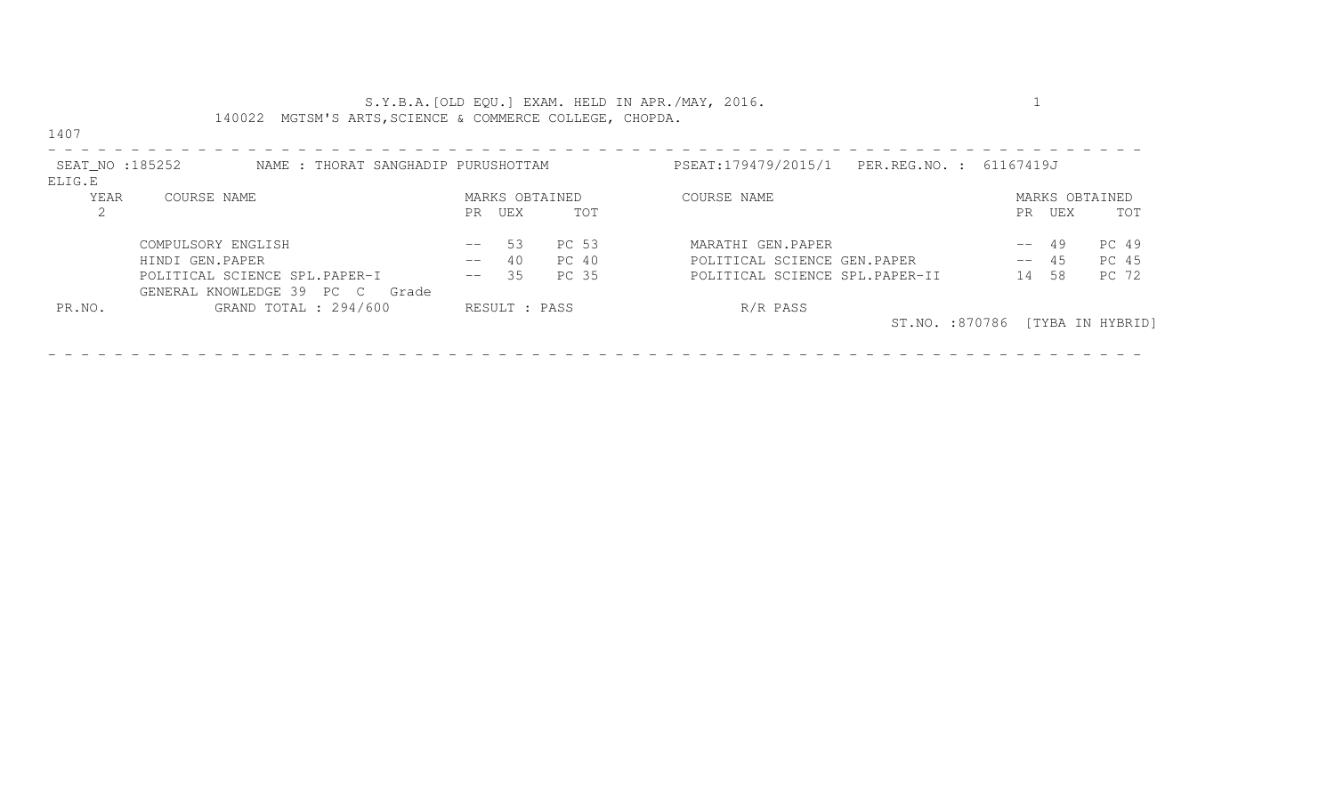S.Y.B.A.[OLD EQU.] EXAM. HELD IN APR./MAY, 2016.

140022 MGTSM'S ARTS,SCIENCE & COMMERCE COLLEGE, CHOPDA.

1407

SEAT_NO :185252 NAME : THORAT SANGHADIP PURUSHOTTAM PSEAT:179479/2015/1 PER.REG.NO. : 61167419J

ELIG.E

| YEAR | COURSE NAME | MARKS OBTAINED PR | UEX | TOT | COURSE NAME | MARKS OBTAINED PR | UEX | TOT |
|---|---|---|---|---|---|---|---|---|
| 2 | | | | | | | | |
| | COMPULSORY ENGLISH | -- | 53 | PC 53 | MARATHI GEN.PAPER | -- | 49 | PC 49 |
| | HINDI GEN.PAPER | -- | 40 | PC 40 | POLITICAL SCIENCE GEN.PAPER | -- | 45 | PC 45 |
| | POLITICAL SCIENCE SPL.PAPER-I | -- | 35 | PC 35 | POLITICAL SCIENCE SPL.PAPER-II | 14 | 58 | PC 72 |
| | GENERAL KNOWLEDGE 39 PC C Grade | | | | | | | |

PR.NO. GRAND TOTAL : 294/600 RESULT : PASS R/R PASS

ST.NO. :870786 [TYBA IN HYBRID]